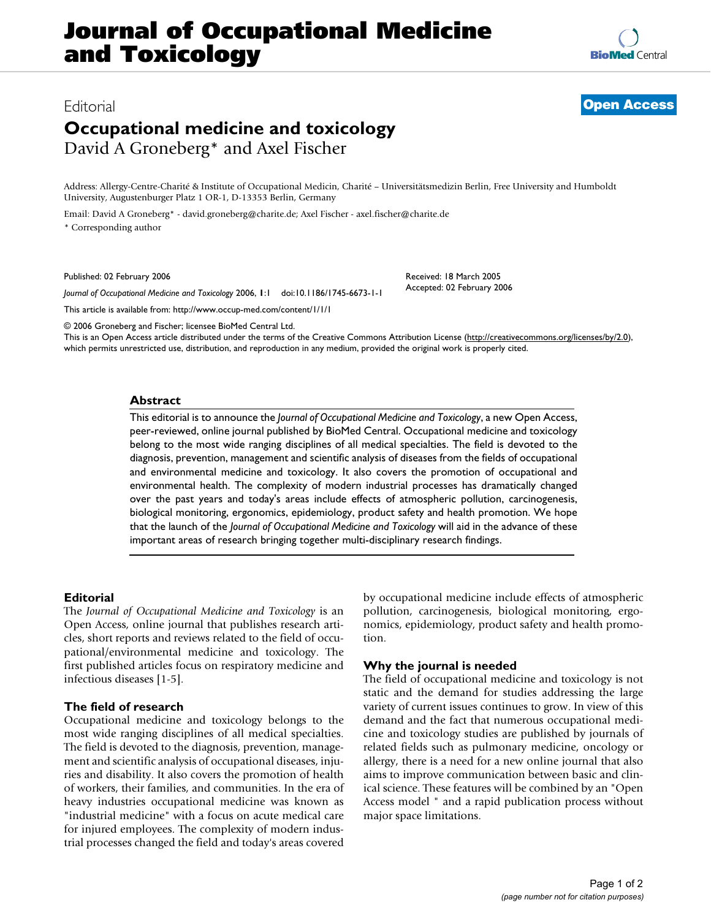# Journal of Occupational Medicine and Toxicology

Editorial

**Open Access**

## Occupational medicine and toxicology

David A Groneberg* and Axel Fischer

Address: Allergy-Centre-Charité & Institute of Occupational Medicin, Charité – Universitätsmedizin Berlin, Free University and Humboldt University, Augustenburger Platz 1 OR-1, D-13353 Berlin, Germany

Email: David A Groneberg* - david.groneberg@charite.de; Axel Fischer - axel.fischer@charite.de

* Corresponding author

Published: 02 February 2006

*Journal of Occupational Medicine and Toxicology* 2006, **1**:1 doi:10.1186/1745-6673-1-1

Received: 18 March 2005
Accepted: 02 February 2006

This article is available from: http://www.occup-med.com/content/1/1/1

© 2006 Groneberg and Fischer; licensee BioMed Central Ltd.
This is an Open Access article distributed under the terms of the Creative Commons Attribution License (http://creativecommons.org/licenses/by/2.0), which permits unrestricted use, distribution, and reproduction in any medium, provided the original work is properly cited.

### Abstract

This editorial is to announce the *Journal of Occupational Medicine and Toxicology*, a new Open Access, peer-reviewed, online journal published by BioMed Central. Occupational medicine and toxicology belong to the most wide ranging disciplines of all medical specialties. The field is devoted to the diagnosis, prevention, management and scientific analysis of diseases from the fields of occupational and environmental medicine and toxicology. It also covers the promotion of occupational and environmental health. The complexity of modern industrial processes has dramatically changed over the past years and today's areas include effects of atmospheric pollution, carcinogenesis, biological monitoring, ergonomics, epidemiology, product safety and health promotion. We hope that the launch of the *Journal of Occupational Medicine and Toxicology* will aid in the advance of these important areas of research bringing together multi-disciplinary research findings.

### Editorial

The *Journal of Occupational Medicine and Toxicology* is an Open Access, online journal that publishes research articles, short reports and reviews related to the field of occupational/environmental medicine and toxicology. The first published articles focus on respiratory medicine and infectious diseases [1-5].

### The field of research

Occupational medicine and toxicology belongs to the most wide ranging disciplines of all medical specialties. The field is devoted to the diagnosis, prevention, management and scientific analysis of occupational diseases, injuries and disability. It also covers the promotion of health of workers, their families, and communities. In the era of heavy industries occupational medicine was known as "industrial medicine" with a focus on acute medical care for injured employees. The complexity of modern industrial processes changed the field and today's areas covered by occupational medicine include effects of atmospheric pollution, carcinogenesis, biological monitoring, ergonomics, epidemiology, product safety and health promotion.

### Why the journal is needed

The field of occupational medicine and toxicology is not static and the demand for studies addressing the large variety of current issues continues to grow. In view of this demand and the fact that numerous occupational medicine and toxicology studies are published by journals of related fields such as pulmonary medicine, oncology or allergy, there is a need for a new online journal that also aims to improve communication between basic and clinical science. These features will be combined by an "Open Access model " and a rapid publication process without major space limitations.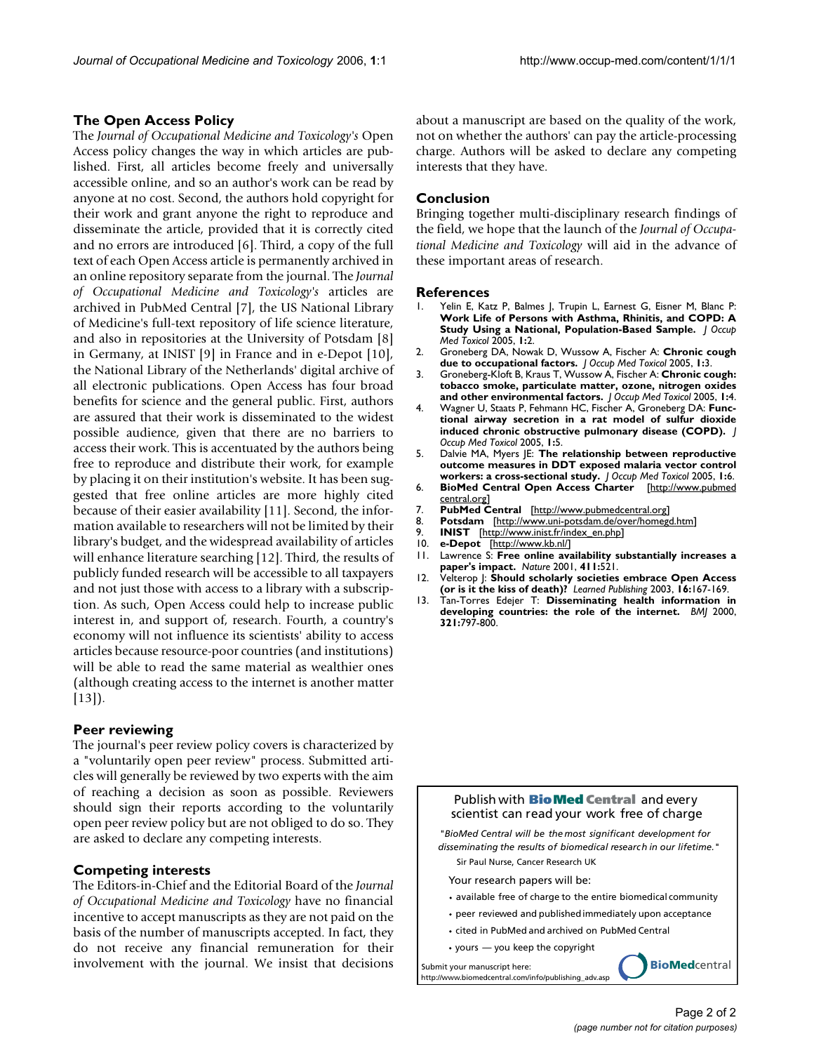## The Open Access Policy

The *Journal of Occupational Medicine and Toxicology's* Open Access policy changes the way in which articles are published. First, all articles become freely and universally accessible online, and so an author's work can be read by anyone at no cost. Second, the authors hold copyright for their work and grant anyone the right to reproduce and disseminate the article, provided that it is correctly cited and no errors are introduced [6]. Third, a copy of the full text of each Open Access article is permanently archived in an online repository separate from the journal. The *Journal of Occupational Medicine and Toxicology's* articles are archived in PubMed Central [7], the US National Library of Medicine's full-text repository of life science literature, and also in repositories at the University of Potsdam [8] in Germany, at INIST [9] in France and in e-Depot [10], the National Library of the Netherlands' digital archive of all electronic publications. Open Access has four broad benefits for science and the general public. First, authors are assured that their work is disseminated to the widest possible audience, given that there are no barriers to access their work. This is accentuated by the authors being free to reproduce and distribute their work, for example by placing it on their institution's website. It has been suggested that free online articles are more highly cited because of their easier availability [11]. Second, the information available to researchers will not be limited by their library's budget, and the widespread availability of articles will enhance literature searching [12]. Third, the results of publicly funded research will be accessible to all taxpayers and not just those with access to a library with a subscription. As such, Open Access could help to increase public interest in, and support of, research. Fourth, a country's economy will not influence its scientists' ability to access articles because resource-poor countries (and institutions) will be able to read the same material as wealthier ones (although creating access to the internet is another matter [13]).

## Peer reviewing

The journal's peer review policy covers is characterized by a "voluntarily open peer review" process. Submitted articles will generally be reviewed by two experts with the aim of reaching a decision as soon as possible. Reviewers should sign their reports according to the voluntarily open peer review policy but are not obliged to do so. They are asked to declare any competing interests.

## Competing interests

The Editors-in-Chief and the Editorial Board of the *Journal of Occupational Medicine and Toxicology* have no financial incentive to accept manuscripts as they are not paid on the basis of the number of manuscripts accepted. In fact, they do not receive any financial remuneration for their involvement with the journal. We insist that decisions about a manuscript are based on the quality of the work, not on whether the authors' can pay the article-processing charge. Authors will be asked to declare any competing interests that they have.

## Conclusion

Bringing together multi-disciplinary research findings of the field, we hope that the launch of the *Journal of Occupational Medicine and Toxicology* will aid in the advance of these important areas of research.

## References

1. Yelin E, Katz P, Balmes J, Trupin L, Earnest G, Eisner M, Blanc P: **Work Life of Persons with Asthma, Rhinitis, and COPD: A Study Using a National, Population-Based Sample.** *J Occup Med Toxicol* 2005, **1:**2.
2. Groneberg DA, Nowak D, Wussow A, Fischer A: **Chronic cough due to occupational factors.** *J Occup Med Toxicol* 2005, **1:**3.
3. Groneberg-Kloft B, Kraus T, Wussow A, Fischer A: **Chronic cough: tobacco smoke, particulate matter, ozone, nitrogen oxides and other environmental factors.** *J Occup Med Toxicol* 2005, **1:**4.
4. Wagner U, Staats P, Fehmann HC, Fischer A, Groneberg DA: **Functional airway secretion in a rat model of sulfur dioxide induced chronic obstructive pulmonary disease (COPD).** *J Occup Med Toxicol* 2005, **1:**5.
5. Dalvie MA, Myers JE: **The relationship between reproductive outcome measures in DDT exposed malaria vector control workers: a cross-sectional study.** *J Occup Med Toxicol* 2005, **1:**6.
6. **BioMed Central Open Access Charter** [http://www.pubmedcentral.org]
7. **PubMed Central** [http://www.pubmedcentral.org]
8. **Potsdam** [http://www.uni-potsdam.de/over/homegd.htm]
9. **INIST** [http://www.inist.fr/index_en.php]
10. **e-Depot** [http://www.kb.nl/]
11. Lawrence S: **Free online availability substantially increases a paper's impact.** *Nature* 2001, **411:**521.
12. Velterop J: **Should scholarly societies embrace Open Access (or is it the kiss of death)?** *Learned Publishing* 2003, **16:**167-169.
13. Tan-Torres Edejer T: **Disseminating health information in developing countries: the role of the internet.** *BMJ* 2000, **321:**797-800.

Publish with **BioMed Central** and every scientist can read your work free of charge

*"BioMed Central will be the most significant development for disseminating the results of biomedical research in our lifetime."*
Sir Paul Nurse, Cancer Research UK

Your research papers will be:

- available free of charge to the entire biomedical community
- peer reviewed and published immediately upon acceptance
- cited in PubMed and archived on PubMed Central
- yours — you keep the copyright

Submit your manuscript here:
http://www.biomedcentral.com/info/publishing_adv.asp

**BioMed**central